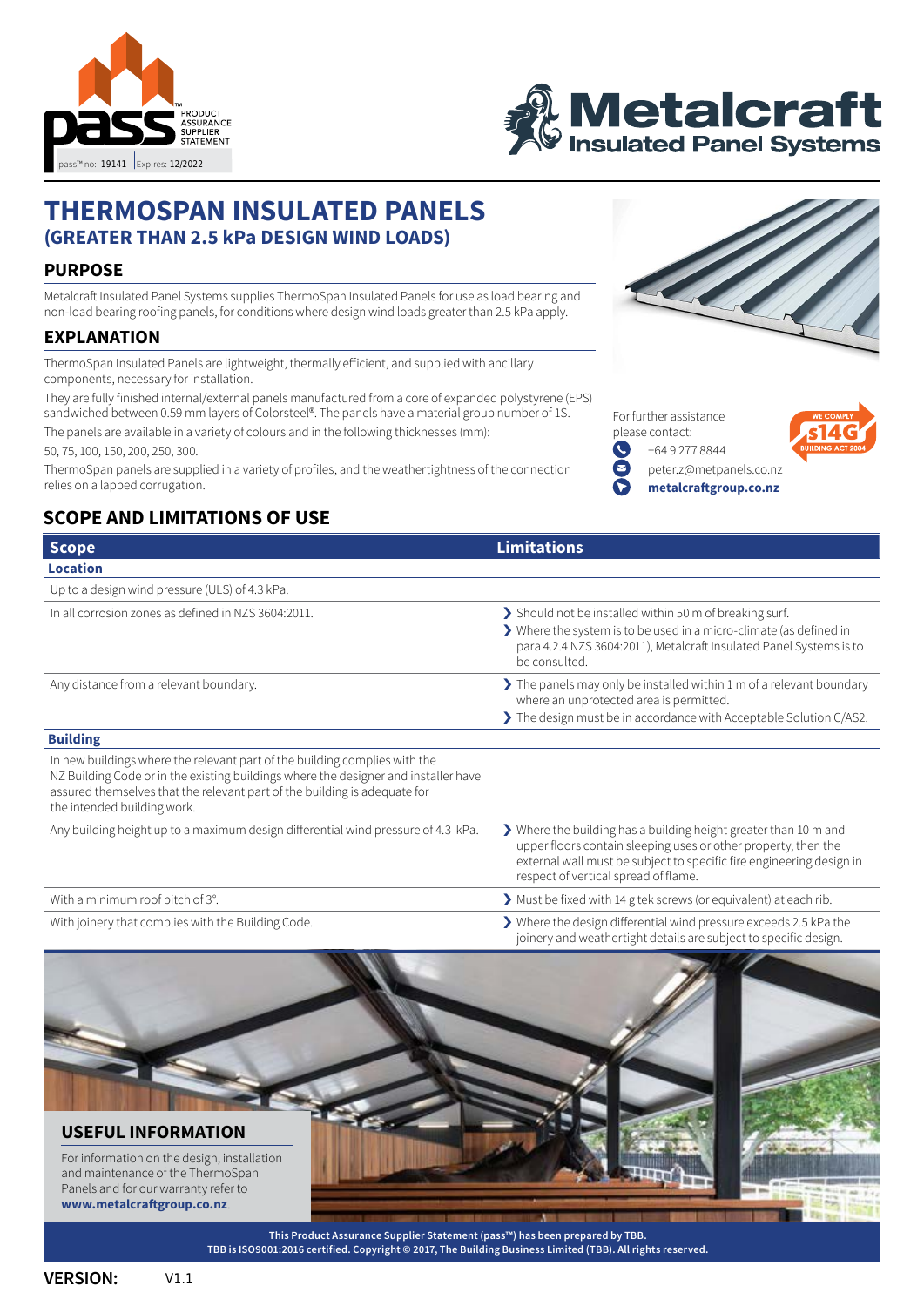PRODUCT ASSURANCE SUPPLIER STATEMENT

pass™ no: 19141 Expires: 12/2022

Metalcraft Insulated Panel Systems

# THERMOSPAN INSULATED PANELS
## (GREATER THAN 2.5 kPa DESIGN WIND LOADS)

## PURPOSE

Metalcraft Insulated Panel Systems supplies ThermoSpan Insulated Panels for use as load bearing and non-load bearing roofing panels, for conditions where design wind loads greater than 2.5 kPa apply.

## EXPLANATION

ThermoSpan Insulated Panels are lightweight, thermally efficient, and supplied with ancillary components, necessary for installation.

They are fully finished internal/external panels manufactured from a core of expanded polystyrene (EPS) sandwiched between 0.59 mm layers of Colorsteel®. The panels have a material group number of 1S.

The panels are available in a variety of colours and in the following thicknesses (mm):

50, 75, 100, 150, 200, 250, 300.

ThermoSpan panels are supplied in a variety of profiles, and the weathertightness of the connection relies on a lapped corrugation.

For further assistance please contact:

+64 9 277 8844

peter.z@metpanels.co.nz

**metalcraftgroup.co.nz**

WE COMPLY s14G BUILDING ACT 2004

## SCOPE AND LIMITATIONS OF USE

| Scope | Limitations |
|---|---|
| **Location** | |
| Up to a design wind pressure (ULS) of 4.3 kPa. | |
| In all corrosion zones as defined in NZS 3604:2011. | ❯ Should not be installed within 50 m of breaking surf.<br>❯ Where the system is to be used in a micro-climate (as defined in para 4.2.4 NZS 3604:2011), Metalcraft Insulated Panel Systems is to be consulted. |
| Any distance from a relevant boundary. | ❯ The panels may only be installed within 1 m of a relevant boundary where an unprotected area is permitted.<br>❯ The design must be in accordance with Acceptable Solution C/AS2. |
| **Building** | |
| In new buildings where the relevant part of the building complies with the NZ Building Code or in the existing buildings where the designer and installer have assured themselves that the relevant part of the building is adequate for the intended building work. | |
| Any building height up to a maximum design differential wind pressure of 4.3 kPa. | ❯ Where the building has a building height greater than 10 m and upper floors contain sleeping uses or other property, then the external wall must be subject to specific fire engineering design in respect of vertical spread of flame. |
| With a minimum roof pitch of 3°. | ❯ Must be fixed with 14 g tek screws (or equivalent) at each rib. |
| With joinery that complies with the Building Code. | ❯ Where the design differential wind pressure exceeds 2.5 kPa the joinery and weathertight details are subject to specific design. |

## USEFUL INFORMATION

For information on the design, installation and maintenance of the ThermoSpan Panels and for our warranty refer to **www.metalcraftgroup.co.nz**.

**This Product Assurance Supplier Statement (pass™) has been prepared by TBB.**
**TBB is ISO9001:2016 certified. Copyright © 2017, The Building Business Limited (TBB). All rights reserved.**

**VERSION:** V1.1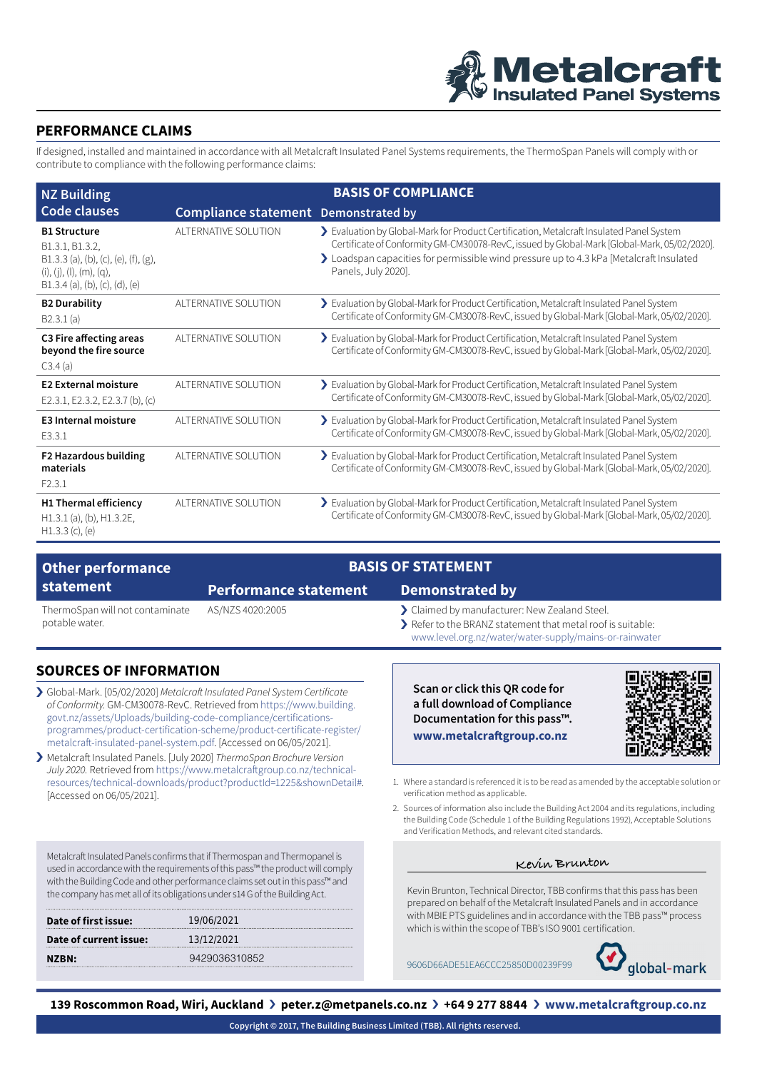## PERFORMANCE CLAIMS

If designed, installed and maintained in accordance with all Metalcraft Insulated Panel Systems requirements, the ThermoSpan Panels will comply with or contribute to compliance with the following performance claims:

| NZ Building Code clauses | BASIS OF COMPLIANCE | |
|---|---|---|
| | Compliance statement | Demonstrated by |
| **B1 Structure**<br>B1.3.1, B1.3.2, B1.3.3 (a), (b), (c), (e), (f), (g), (i), (j), (l), (m), (q), B1.3.4 (a), (b), (c), (d), (e) | ALTERNATIVE SOLUTION | › Evaluation by Global-Mark for Product Certification, Metalcraft Insulated Panel System Certificate of Conformity GM-CM30078-RevC, issued by Global-Mark [Global-Mark, 05/02/2020].<br>› Loadspan capacities for permissible wind pressure up to 4.3 kPa [Metalcraft Insulated Panels, July 2020]. |
| **B2 Durability**<br>B2.3.1 (a) | ALTERNATIVE SOLUTION | › Evaluation by Global-Mark for Product Certification, Metalcraft Insulated Panel System Certificate of Conformity GM-CM30078-RevC, issued by Global-Mark [Global-Mark, 05/02/2020]. |
| **C3 Fire affecting areas beyond the fire source**<br>C3.4 (a) | ALTERNATIVE SOLUTION | › Evaluation by Global-Mark for Product Certification, Metalcraft Insulated Panel System Certificate of Conformity GM-CM30078-RevC, issued by Global-Mark [Global-Mark, 05/02/2020]. |
| **E2 External moisture**<br>E2.3.1, E2.3.2, E2.3.7 (b), (c) | ALTERNATIVE SOLUTION | › Evaluation by Global-Mark for Product Certification, Metalcraft Insulated Panel System Certificate of Conformity GM-CM30078-RevC, issued by Global-Mark [Global-Mark, 05/02/2020]. |
| **E3 Internal moisture**<br>E3.3.1 | ALTERNATIVE SOLUTION | › Evaluation by Global-Mark for Product Certification, Metalcraft Insulated Panel System Certificate of Conformity GM-CM30078-RevC, issued by Global-Mark [Global-Mark, 05/02/2020]. |
| **F2 Hazardous building materials**<br>F2.3.1 | ALTERNATIVE SOLUTION | › Evaluation by Global-Mark for Product Certification, Metalcraft Insulated Panel System Certificate of Conformity GM-CM30078-RevC, issued by Global-Mark [Global-Mark, 05/02/2020]. |
| **H1 Thermal efficiency**<br>H1.3.1 (a), (b), H1.3.2E, H1.3.3 (c), (e) | ALTERNATIVE SOLUTION | › Evaluation by Global-Mark for Product Certification, Metalcraft Insulated Panel System Certificate of Conformity GM-CM30078-RevC, issued by Global-Mark [Global-Mark, 05/02/2020]. |

| Other performance statement | BASIS OF STATEMENT | |
|---|---|---|
| | Performance statement | Demonstrated by |
| ThermoSpan will not contaminate potable water. | AS/NZS 4020:2005 | › Claimed by manufacturer: New Zealand Steel.<br>› Refer to the BRANZ statement that metal roof is suitable: www.level.org.nz/water/water-supply/mains-or-rainwater |

## SOURCES OF INFORMATION

- Global-Mark. [05/02/2020] *Metalcraft Insulated Panel System Certificate of Conformity.* GM-CM30078-RevC. Retrieved from https://www.building.govt.nz/assets/Uploads/building-code-compliance/certifications-programmes/product-certification-scheme/product-certificate-register/metalcraft-insulated-panel-system.pdf. [Accessed on 06/05/2021].
- Metalcraft Insulated Panels. [July 2020] *ThermoSpan Brochure Version July 2020.* Retrieved from https://www.metalcraftgroup.co.nz/technical-resources/technical-downloads/product?productId=1225&shownDetail#. [Accessed on 06/05/2021].

**Scan or click this QR code for a full download of Compliance Documentation for this pass™.**
**www.metalcraftgroup.co.nz**

1. Where a standard is referenced it is to be read as amended by the acceptable solution or verification method as applicable.
2. Sources of information also include the Building Act 2004 and its regulations, including the Building Code (Schedule 1 of the Building Regulations 1992), Acceptable Solutions and Verification Methods, and relevant cited standards.

Metalcraft Insulated Panels confirms that if Thermospan and Thermopanel is used in accordance with the requirements of this pass™ the product will comply with the Building Code and other performance claims set out in this pass™ and the company has met all of its obligations under s14 G of the Building Act.

| | |
|---|---|
| **Date of first issue:** | 19/06/2021 |
| **Date of current issue:** | 13/12/2021 |
| **NZBN:** | 9429036310852 |

Kevin Brunton

Kevin Brunton, Technical Director, TBB confirms that this pass has been prepared on behalf of the Metalcraft Insulated Panels and in accordance with MBIE PTS guidelines and in accordance with the TBB pass™ process which is within the scope of TBB's ISO 9001 certification.

9606D66ADE51EA6CCC25850D00239F99

global-mark

**139 Roscommon Road, Wiri, Auckland › peter.z@metpanels.co.nz › +64 9 277 8844 › www.metalcraftgroup.co.nz**

Copyright © 2017, The Building Business Limited (TBB). All rights reserved.